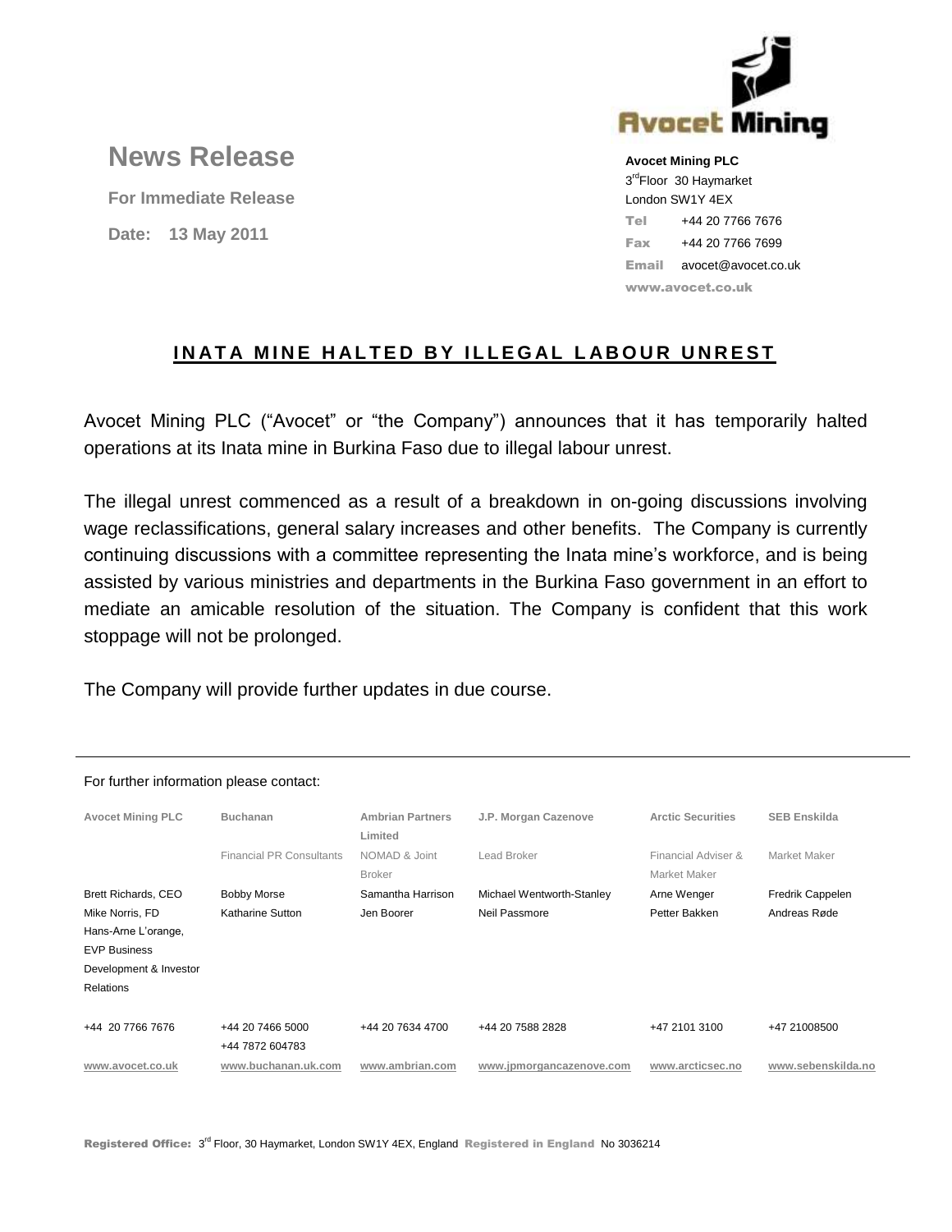# News Release

**For Immediate Release**

**Date: 13 May 2011**

**Avocet Mining PLC**
3rd Floor 30 Haymarket
London SW1Y 4EX
Tel +44 20 7766 7676
Fax +44 20 7766 7699
Email avocet@avocet.co.uk
www.avocet.co.uk

## INATA MINE HALTED BY ILLEGAL LABOUR UNREST

Avocet Mining PLC ("Avocet" or "the Company") announces that it has temporarily halted operations at its Inata mine in Burkina Faso due to illegal labour unrest.

The illegal unrest commenced as a result of a breakdown in on-going discussions involving wage reclassifications, general salary increases and other benefits. The Company is currently continuing discussions with a committee representing the Inata mine's workforce, and is being assisted by various ministries and departments in the Burkina Faso government in an effort to mediate an amicable resolution of the situation. The Company is confident that this work stoppage will not be prolonged.

The Company will provide further updates in due course.

For further information please contact:

| Avocet Mining PLC | Buchanan | Ambrian Partners Limited | J.P. Morgan Cazenove | Arctic Securities | SEB Enskilda |
|---|---|---|---|---|---|
| | Financial PR Consultants | NOMAD & Joint Broker | Lead Broker | Financial Adviser & Market Maker | Market Maker |
| Brett Richards, CEO<br>Mike Norris, FD<br>Hans-Arne L'orange, EVP Business Development & Investor Relations | Bobby Morse<br>Katharine Sutton | Samantha Harrison<br>Jen Boorer | Michael Wentworth-Stanley<br>Neil Passmore | Arne Wenger<br>Petter Bakken | Fredrik Cappelen<br>Andreas Røde |
| +44 20 7766 7676 | +44 20 7466 5000<br>+44 7872 604783 | +44 20 7634 4700 | +44 20 7588 2828 | +47 2101 3100 | +47 21008500 |
| www.avocet.co.uk | www.buchanan.uk.com | www.ambrian.com | www.jpmorgancazenove.com | www.arcticsec.no | www.sebenskilda.no |

Registered Office: 3rd Floor, 30 Haymarket, London SW1Y 4EX, England Registered in England No 3036214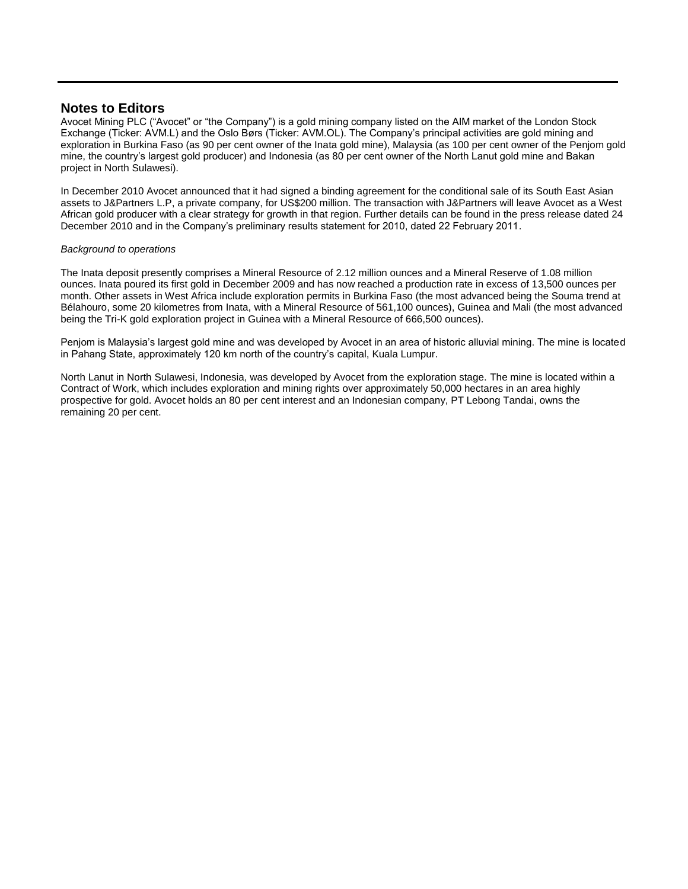## Notes to Editors

Avocet Mining PLC ("Avocet" or "the Company") is a gold mining company listed on the AIM market of the London Stock Exchange (Ticker: AVM.L) and the Oslo Børs (Ticker: AVM.OL). The Company's principal activities are gold mining and exploration in Burkina Faso (as 90 per cent owner of the Inata gold mine), Malaysia (as 100 per cent owner of the Penjom gold mine, the country's largest gold producer) and Indonesia (as 80 per cent owner of the North Lanut gold mine and Bakan project in North Sulawesi).

In December 2010 Avocet announced that it had signed a binding agreement for the conditional sale of its South East Asian assets to J&Partners L.P, a private company, for US$200 million. The transaction with J&Partners will leave Avocet as a West African gold producer with a clear strategy for growth in that region. Further details can be found in the press release dated 24 December 2010 and in the Company's preliminary results statement for 2010, dated 22 February 2011.

*Background to operations*

The Inata deposit presently comprises a Mineral Resource of 2.12 million ounces and a Mineral Reserve of 1.08 million ounces. Inata poured its first gold in December 2009 and has now reached a production rate in excess of 13,500 ounces per month. Other assets in West Africa include exploration permits in Burkina Faso (the most advanced being the Souma trend at Bélahouro, some 20 kilometres from Inata, with a Mineral Resource of 561,100 ounces), Guinea and Mali (the most advanced being the Tri-K gold exploration project in Guinea with a Mineral Resource of 666,500 ounces).

Penjom is Malaysia's largest gold mine and was developed by Avocet in an area of historic alluvial mining. The mine is located in Pahang State, approximately 120 km north of the country's capital, Kuala Lumpur.

North Lanut in North Sulawesi, Indonesia, was developed by Avocet from the exploration stage. The mine is located within a Contract of Work, which includes exploration and mining rights over approximately 50,000 hectares in an area highly prospective for gold. Avocet holds an 80 per cent interest and an Indonesian company, PT Lebong Tandai, owns the remaining 20 per cent.